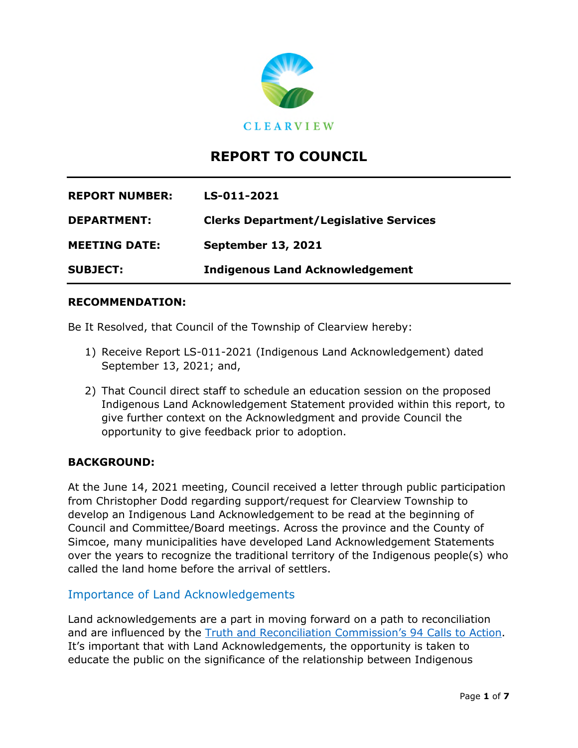CLEARVIEW

# REPORT TO COUNCIL

| | |
|---|---|
| **REPORT NUMBER:** | **LS-011-2021** |
| **DEPARTMENT:** | **Clerks Department/Legislative Services** |
| **MEETING DATE:** | **September 13, 2021** |
| **SUBJECT:** | **Indigenous Land Acknowledgement** |

**RECOMMENDATION:**

Be It Resolved, that Council of the Township of Clearview hereby:

1) Receive Report LS-011-2021 (Indigenous Land Acknowledgement) dated September 13, 2021; and,
2) That Council direct staff to schedule an education session on the proposed Indigenous Land Acknowledgement Statement provided within this report, to give further context on the Acknowledgment and provide Council the opportunity to give feedback prior to adoption.

**BACKGROUND:**

At the June 14, 2021 meeting, Council received a letter through public participation from Christopher Dodd regarding support/request for Clearview Township to develop an Indigenous Land Acknowledgement to be read at the beginning of Council and Committee/Board meetings. Across the province and the County of Simcoe, many municipalities have developed Land Acknowledgement Statements over the years to recognize the traditional territory of the Indigenous people(s) who called the land home before the arrival of settlers.

## Importance of Land Acknowledgements

Land acknowledgements are a part in moving forward on a path to reconciliation and are influenced by the Truth and Reconciliation Commission's 94 Calls to Action. It's important that with Land Acknowledgements, the opportunity is taken to educate the public on the significance of the relationship between Indigenous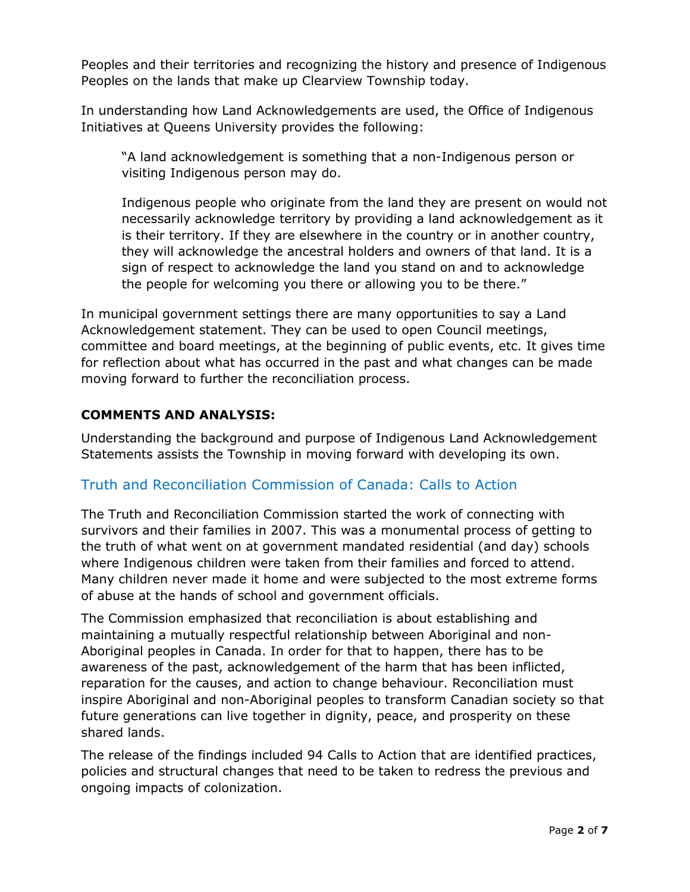Peoples and their territories and recognizing the history and presence of Indigenous Peoples on the lands that make up Clearview Township today.

In understanding how Land Acknowledgements are used, the Office of Indigenous Initiatives at Queens University provides the following:

> "A land acknowledgement is something that a non-Indigenous person or visiting Indigenous person may do.
>
> Indigenous people who originate from the land they are present on would not necessarily acknowledge territory by providing a land acknowledgement as it is their territory. If they are elsewhere in the country or in another country, they will acknowledge the ancestral holders and owners of that land. It is a sign of respect to acknowledge the land you stand on and to acknowledge the people for welcoming you there or allowing you to be there."

In municipal government settings there are many opportunities to say a Land Acknowledgement statement. They can be used to open Council meetings, committee and board meetings, at the beginning of public events, etc. It gives time for reflection about what has occurred in the past and what changes can be made moving forward to further the reconciliation process.

**COMMENTS AND ANALYSIS:**

Understanding the background and purpose of Indigenous Land Acknowledgement Statements assists the Township in moving forward with developing its own.

## Truth and Reconciliation Commission of Canada: Calls to Action

The Truth and Reconciliation Commission started the work of connecting with survivors and their families in 2007. This was a monumental process of getting to the truth of what went on at government mandated residential (and day) schools where Indigenous children were taken from their families and forced to attend. Many children never made it home and were subjected to the most extreme forms of abuse at the hands of school and government officials.

The Commission emphasized that reconciliation is about establishing and maintaining a mutually respectful relationship between Aboriginal and non-Aboriginal peoples in Canada. In order for that to happen, there has to be awareness of the past, acknowledgement of the harm that has been inflicted, reparation for the causes, and action to change behaviour. Reconciliation must inspire Aboriginal and non-Aboriginal peoples to transform Canadian society so that future generations can live together in dignity, peace, and prosperity on these shared lands.

The release of the findings included 94 Calls to Action that are identified practices, policies and structural changes that need to be taken to redress the previous and ongoing impacts of colonization.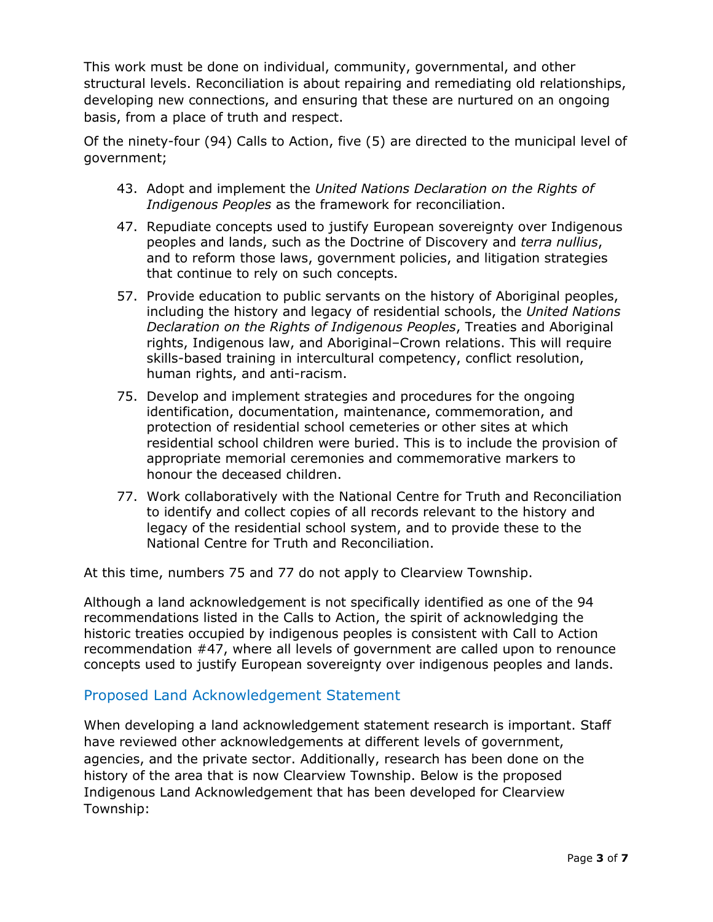This work must be done on individual, community, governmental, and other structural levels. Reconciliation is about repairing and remediating old relationships, developing new connections, and ensuring that these are nurtured on an ongoing basis, from a place of truth and respect.

Of the ninety-four (94) Calls to Action, five (5) are directed to the municipal level of government;

43. Adopt and implement the *United Nations Declaration on the Rights of Indigenous Peoples* as the framework for reconciliation.
47. Repudiate concepts used to justify European sovereignty over Indigenous peoples and lands, such as the Doctrine of Discovery and *terra nullius*, and to reform those laws, government policies, and litigation strategies that continue to rely on such concepts.
57. Provide education to public servants on the history of Aboriginal peoples, including the history and legacy of residential schools, the *United Nations Declaration on the Rights of Indigenous Peoples*, Treaties and Aboriginal rights, Indigenous law, and Aboriginal–Crown relations. This will require skills-based training in intercultural competency, conflict resolution, human rights, and anti-racism.
75. Develop and implement strategies and procedures for the ongoing identification, documentation, maintenance, commemoration, and protection of residential school cemeteries or other sites at which residential school children were buried. This is to include the provision of appropriate memorial ceremonies and commemorative markers to honour the deceased children.
77. Work collaboratively with the National Centre for Truth and Reconciliation to identify and collect copies of all records relevant to the history and legacy of the residential school system, and to provide these to the National Centre for Truth and Reconciliation.

At this time, numbers 75 and 77 do not apply to Clearview Township.

Although a land acknowledgement is not specifically identified as one of the 94 recommendations listed in the Calls to Action, the spirit of acknowledging the historic treaties occupied by indigenous peoples is consistent with Call to Action recommendation #47, where all levels of government are called upon to renounce concepts used to justify European sovereignty over indigenous peoples and lands.

## Proposed Land Acknowledgement Statement

When developing a land acknowledgement statement research is important. Staff have reviewed other acknowledgements at different levels of government, agencies, and the private sector. Additionally, research has been done on the history of the area that is now Clearview Township. Below is the proposed Indigenous Land Acknowledgement that has been developed for Clearview Township: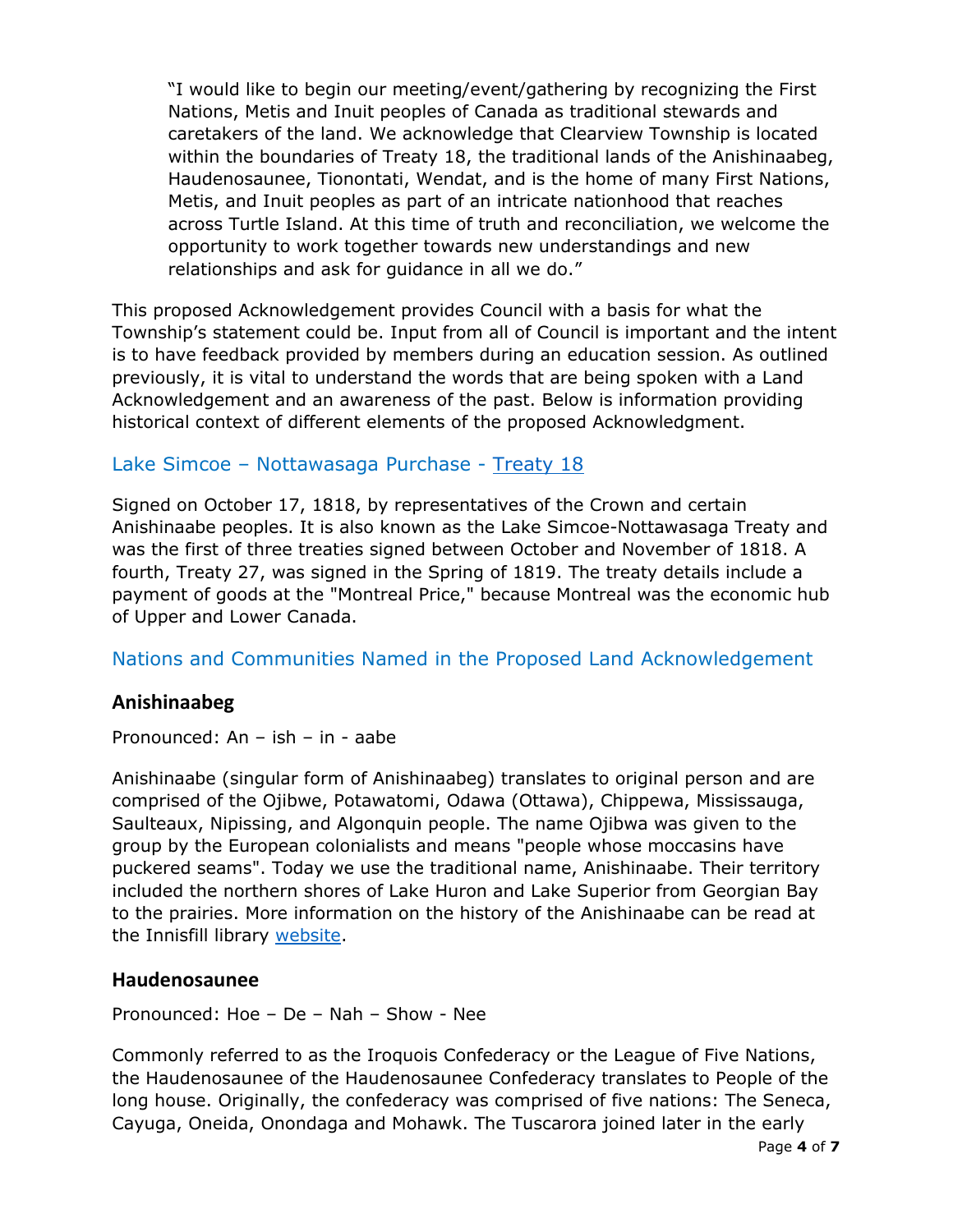"I would like to begin our meeting/event/gathering by recognizing the First Nations, Metis and Inuit peoples of Canada as traditional stewards and caretakers of the land. We acknowledge that Clearview Township is located within the boundaries of Treaty 18, the traditional lands of the Anishinaabeg, Haudenosaunee, Tionontati, Wendat, and is the home of many First Nations, Metis, and Inuit peoples as part of an intricate nationhood that reaches across Turtle Island. At this time of truth and reconciliation, we welcome the opportunity to work together towards new understandings and new relationships and ask for guidance in all we do."

This proposed Acknowledgement provides Council with a basis for what the Township's statement could be. Input from all of Council is important and the intent is to have feedback provided by members during an education session. As outlined previously, it is vital to understand the words that are being spoken with a Land Acknowledgement and an awareness of the past. Below is information providing historical context of different elements of the proposed Acknowledgment.

## Lake Simcoe – Nottawasaga Purchase - Treaty 18

Signed on October 17, 1818, by representatives of the Crown and certain Anishinaabe peoples. It is also known as the Lake Simcoe-Nottawasaga Treaty and was the first of three treaties signed between October and November of 1818. A fourth, Treaty 27, was signed in the Spring of 1819. The treaty details include a payment of goods at the "Montreal Price," because Montreal was the economic hub of Upper and Lower Canada.

## Nations and Communities Named in the Proposed Land Acknowledgement

### Anishinaabeg

Pronounced: An – ish – in - aabe

Anishinaabe (singular form of Anishinaabeg) translates to original person and are comprised of the Ojibwe, Potawatomi, Odawa (Ottawa), Chippewa, Mississauga, Saulteaux, Nipissing, and Algonquin people. The name Ojibwa was given to the group by the European colonialists and means "people whose moccasins have puckered seams". Today we use the traditional name, Anishinaabe. Their territory included the northern shores of Lake Huron and Lake Superior from Georgian Bay to the prairies. More information on the history of the Anishinaabe can be read at the Innisfill library website.

### Haudenosaunee

Pronounced: Hoe – De – Nah – Show - Nee

Commonly referred to as the Iroquois Confederacy or the League of Five Nations, the Haudenosaunee of the Haudenosaunee Confederacy translates to People of the long house. Originally, the confederacy was comprised of five nations: The Seneca, Cayuga, Oneida, Onondaga and Mohawk. The Tuscarora joined later in the early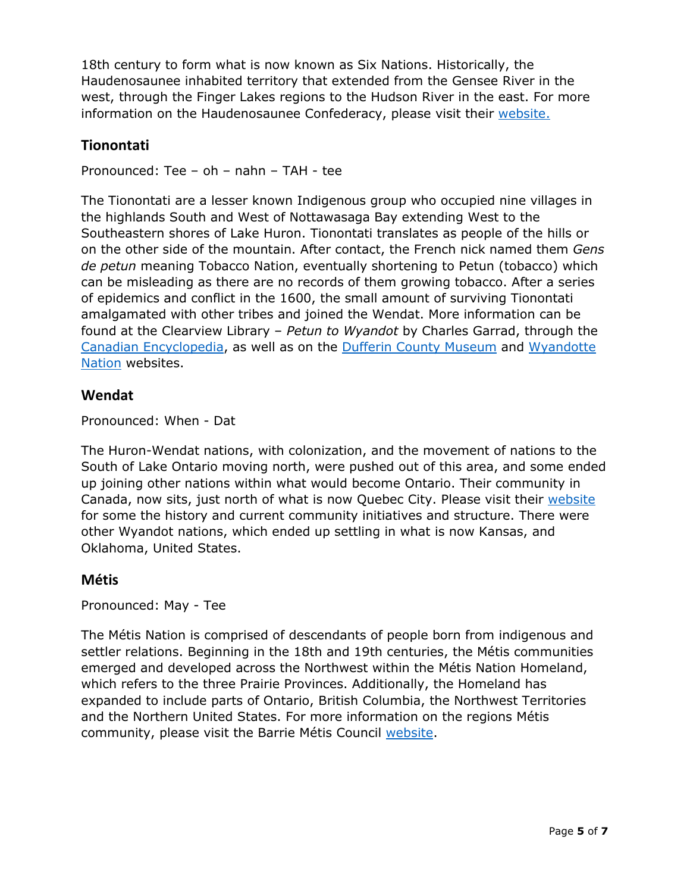18th century to form what is now known as Six Nations. Historically, the Haudenosaunee inhabited territory that extended from the Gensee River in the west, through the Finger Lakes regions to the Hudson River in the east. For more information on the Haudenosaunee Confederacy, please visit their website.

## Tionontati

Pronounced: Tee – oh – nahn – TAH - tee

The Tionontati are a lesser known Indigenous group who occupied nine villages in the highlands South and West of Nottawasaga Bay extending West to the Southeastern shores of Lake Huron. Tionontati translates as people of the hills or on the other side of the mountain. After contact, the French nick named them *Gens de petun* meaning Tobacco Nation, eventually shortening to Petun (tobacco) which can be misleading as there are no records of them growing tobacco. After a series of epidemics and conflict in the 1600, the small amount of surviving Tionontati amalgamated with other tribes and joined the Wendat. More information can be found at the Clearview Library – *Petun to Wyandot* by Charles Garrad, through the Canadian Encyclopedia, as well as on the Dufferin County Museum and Wyandotte Nation websites.

## Wendat

Pronounced: When - Dat

The Huron-Wendat nations, with colonization, and the movement of nations to the South of Lake Ontario moving north, were pushed out of this area, and some ended up joining other nations within what would become Ontario. Their community in Canada, now sits, just north of what is now Quebec City. Please visit their website for some the history and current community initiatives and structure. There were other Wyandot nations, which ended up settling in what is now Kansas, and Oklahoma, United States.

## Métis

Pronounced: May - Tee

The Métis Nation is comprised of descendants of people born from indigenous and settler relations. Beginning in the 18th and 19th centuries, the Métis communities emerged and developed across the Northwest within the Métis Nation Homeland, which refers to the three Prairie Provinces. Additionally, the Homeland has expanded to include parts of Ontario, British Columbia, the Northwest Territories and the Northern United States. For more information on the regions Métis community, please visit the Barrie Métis Council website.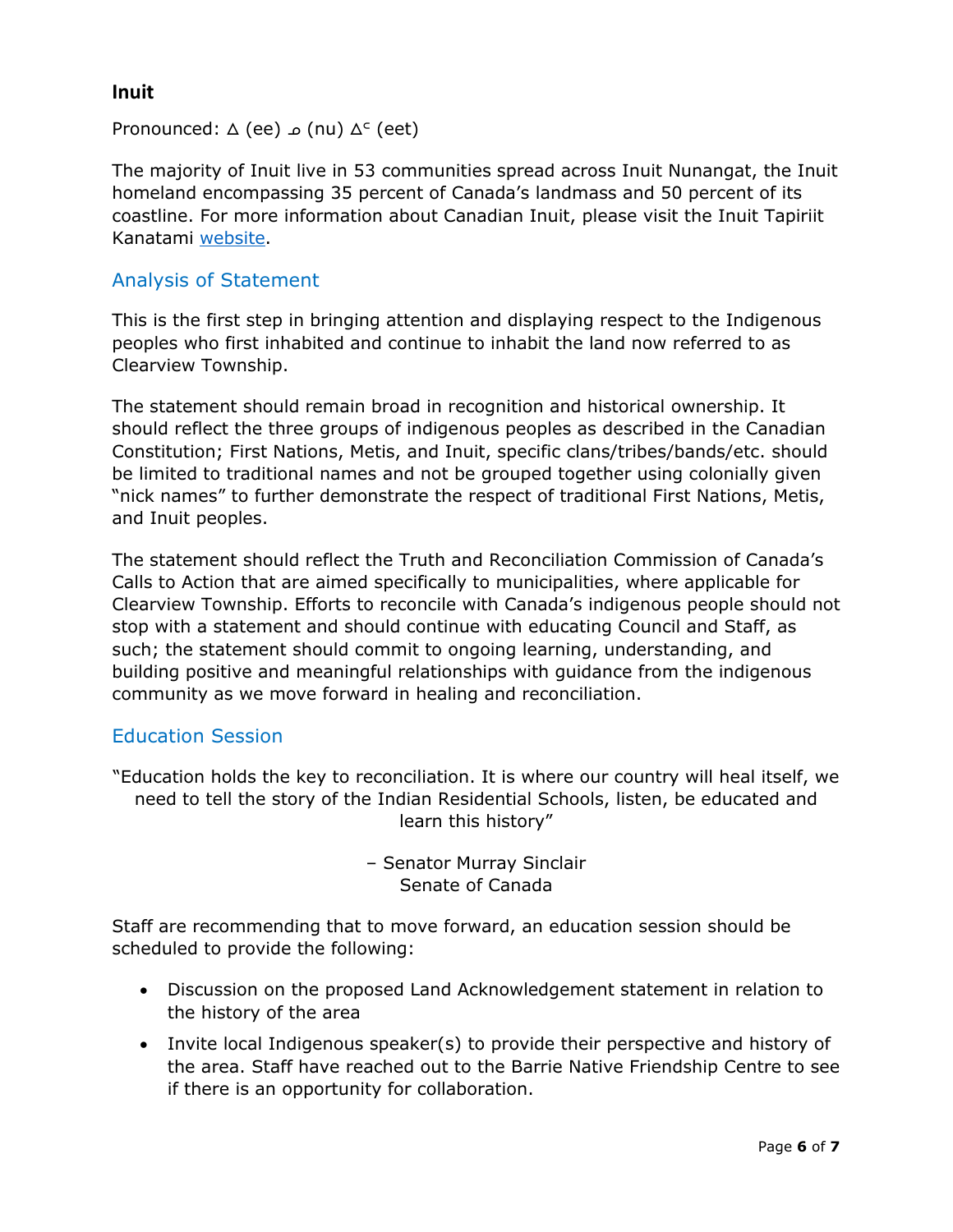### Inuit

Pronounced: ᐃ (ee) ᓄ (nu) ᐃᑦ (eet)

The majority of Inuit live in 53 communities spread across Inuit Nunangat, the Inuit homeland encompassing 35 percent of Canada's landmass and 50 percent of its coastline. For more information about Canadian Inuit, please visit the Inuit Tapiriit Kanatami [website](#).

## Analysis of Statement

This is the first step in bringing attention and displaying respect to the Indigenous peoples who first inhabited and continue to inhabit the land now referred to as Clearview Township.

The statement should remain broad in recognition and historical ownership. It should reflect the three groups of indigenous peoples as described in the Canadian Constitution; First Nations, Metis, and Inuit, specific clans/tribes/bands/etc. should be limited to traditional names and not be grouped together using colonially given "nick names" to further demonstrate the respect of traditional First Nations, Metis, and Inuit peoples.

The statement should reflect the Truth and Reconciliation Commission of Canada's Calls to Action that are aimed specifically to municipalities, where applicable for Clearview Township. Efforts to reconcile with Canada's indigenous people should not stop with a statement and should continue with educating Council and Staff, as such; the statement should commit to ongoing learning, understanding, and building positive and meaningful relationships with guidance from the indigenous community as we move forward in healing and reconciliation.

## Education Session

"Education holds the key to reconciliation. It is where our country will heal itself, we need to tell the story of the Indian Residential Schools, listen, be educated and learn this history"

– Senator Murray Sinclair
Senate of Canada

Staff are recommending that to move forward, an education session should be scheduled to provide the following:

- Discussion on the proposed Land Acknowledgement statement in relation to the history of the area
- Invite local Indigenous speaker(s) to provide their perspective and history of the area. Staff have reached out to the Barrie Native Friendship Centre to see if there is an opportunity for collaboration.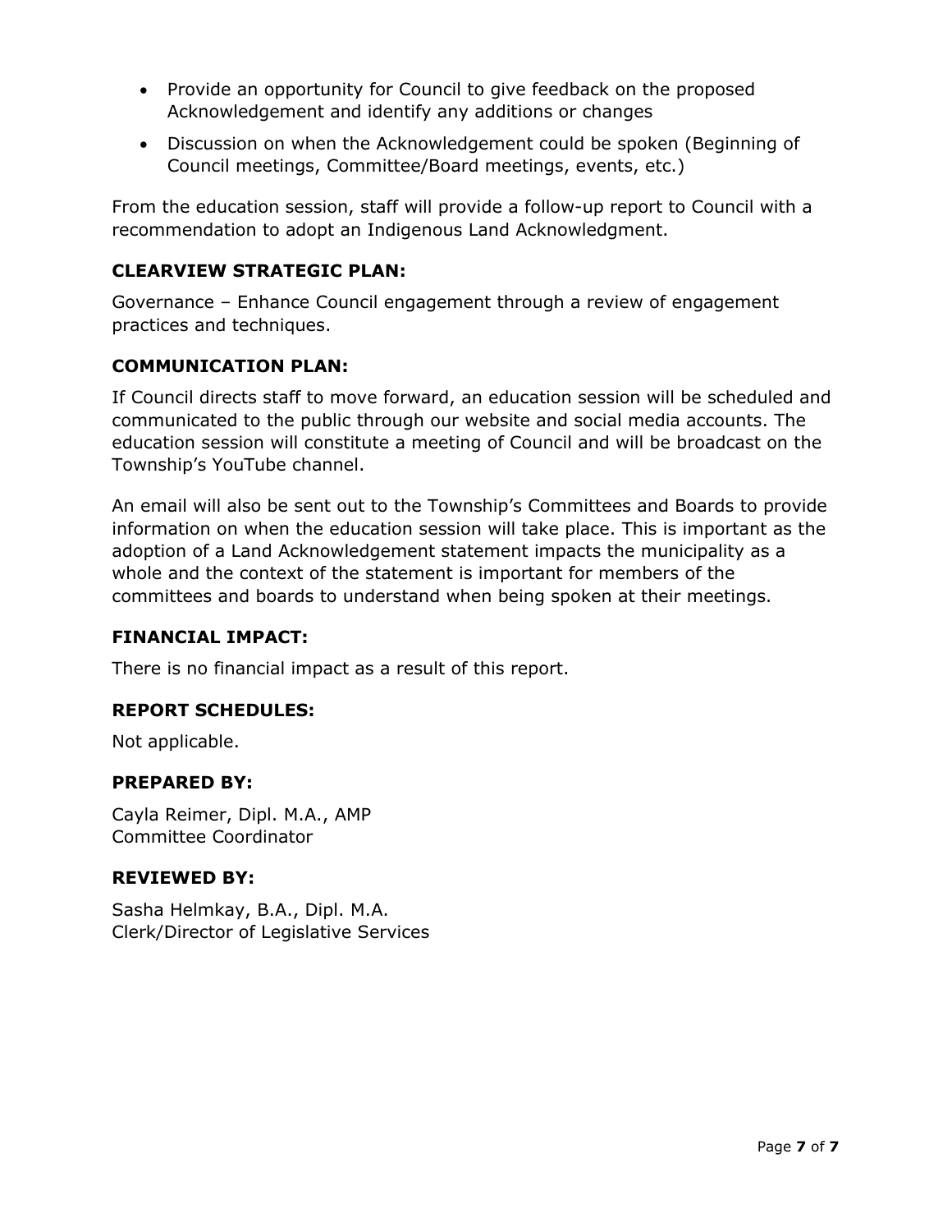- Provide an opportunity for Council to give feedback on the proposed Acknowledgement and identify any additions or changes
- Discussion on when the Acknowledgement could be spoken (Beginning of Council meetings, Committee/Board meetings, events, etc.)

From the education session, staff will provide a follow-up report to Council with a recommendation to adopt an Indigenous Land Acknowledgment.

### CLEARVIEW STRATEGIC PLAN:

Governance – Enhance Council engagement through a review of engagement practices and techniques.

### COMMUNICATION PLAN:

If Council directs staff to move forward, an education session will be scheduled and communicated to the public through our website and social media accounts. The education session will constitute a meeting of Council and will be broadcast on the Township's YouTube channel.

An email will also be sent out to the Township's Committees and Boards to provide information on when the education session will take place. This is important as the adoption of a Land Acknowledgement statement impacts the municipality as a whole and the context of the statement is important for members of the committees and boards to understand when being spoken at their meetings.

### FINANCIAL IMPACT:

There is no financial impact as a result of this report.

### REPORT SCHEDULES:

Not applicable.

### PREPARED BY:

Cayla Reimer, Dipl. M.A., AMP
Committee Coordinator

### REVIEWED BY:

Sasha Helmkay, B.A., Dipl. M.A.
Clerk/Director of Legislative Services